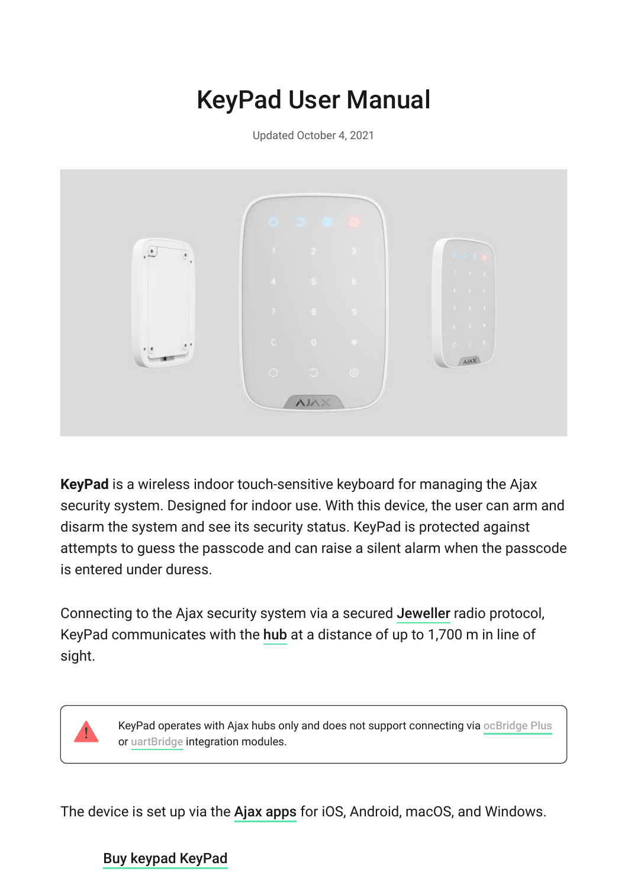# KeyPad User Manual

Updated October 4, 2021

**KeyPad** is a wireless indoor touch-sensitive keyboard for managing the Ajax security system. Designed for indoor use. With this device, the user can arm and disarm the system and see its security status. KeyPad is protected against attempts to guess the passcode and can raise a silent alarm when the passcode is entered under duress.

Connecting to the Ajax security system via a secured **Jeweller** radio protocol, KeyPad communicates with the **hub** at a distance of up to 1,700 m in line of sight.

> KeyPad operates with Ajax hubs only and does not support connecting via ocBridge Plus or uartBridge integration modules.

The device is set up via the **Ajax apps** for iOS, Android, macOS, and Windows.

**Buy keypad KeyPad**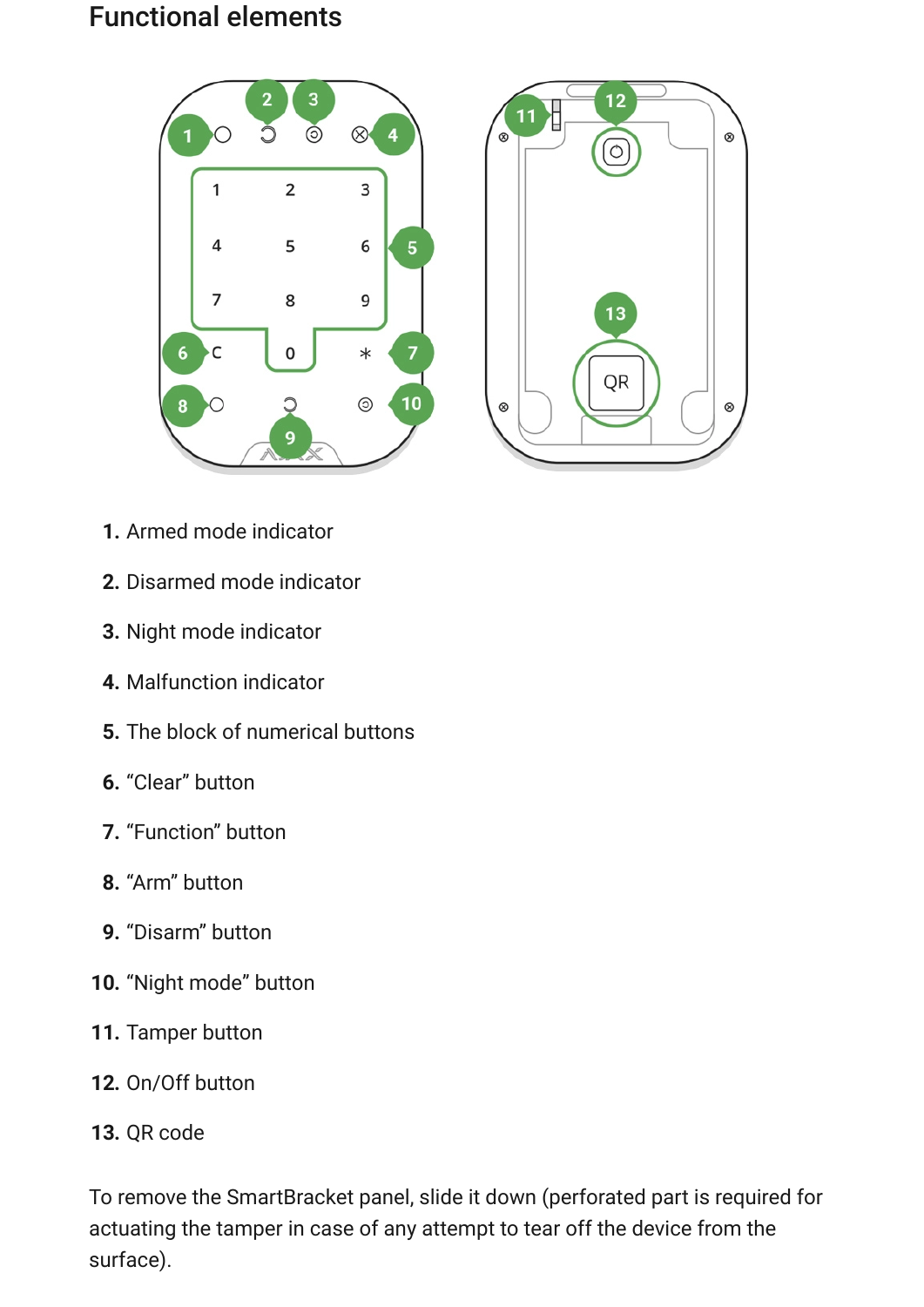## Functional elements

1. Armed mode indicator
2. Disarmed mode indicator
3. Night mode indicator
4. Malfunction indicator
5. The block of numerical buttons
6. “Clear” button
7. “Function” button
8. “Arm” button
9. “Disarm” button
10. “Night mode” button
11. Tamper button
12. On/Off button
13. QR code

To remove the SmartBracket panel, slide it down (perforated part is required for actuating the tamper in case of any attempt to tear off the device from the surface).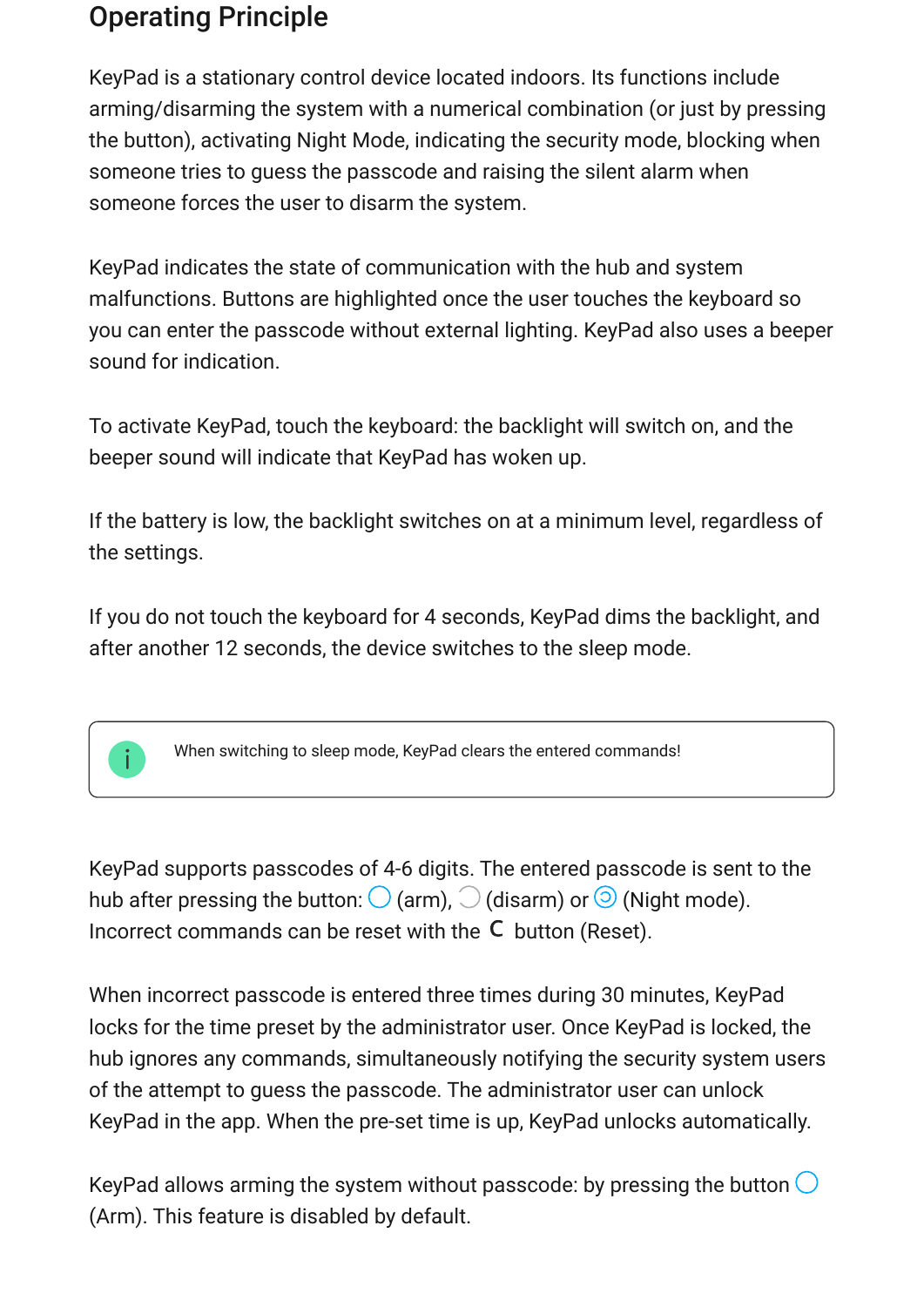## Operating Principle

KeyPad is a stationary control device located indoors. Its functions include arming/disarming the system with a numerical combination (or just by pressing the button), activating Night Mode, indicating the security mode, blocking when someone tries to guess the passcode and raising the silent alarm when someone forces the user to disarm the system.

KeyPad indicates the state of communication with the hub and system malfunctions. Buttons are highlighted once the user touches the keyboard so you can enter the passcode without external lighting. KeyPad also uses a beeper sound for indication.

To activate KeyPad, touch the keyboard: the backlight will switch on, and the beeper sound will indicate that KeyPad has woken up.

If the battery is low, the backlight switches on at a minimum level, regardless of the settings.

If you do not touch the keyboard for 4 seconds, KeyPad dims the backlight, and after another 12 seconds, the device switches to the sleep mode.

> When switching to sleep mode, KeyPad clears the entered commands!

KeyPad supports passcodes of 4-6 digits. The entered passcode is sent to the hub after pressing the button: ◯ (arm), ◌ (disarm) or ⊙ (Night mode). Incorrect commands can be reset with the C button (Reset).

When incorrect passcode is entered three times during 30 minutes, KeyPad locks for the time preset by the administrator user. Once KeyPad is locked, the hub ignores any commands, simultaneously notifying the security system users of the attempt to guess the passcode. The administrator user can unlock KeyPad in the app. When the pre-set time is up, KeyPad unlocks automatically.

KeyPad allows arming the system without passcode: by pressing the button ◯ (Arm). This feature is disabled by default.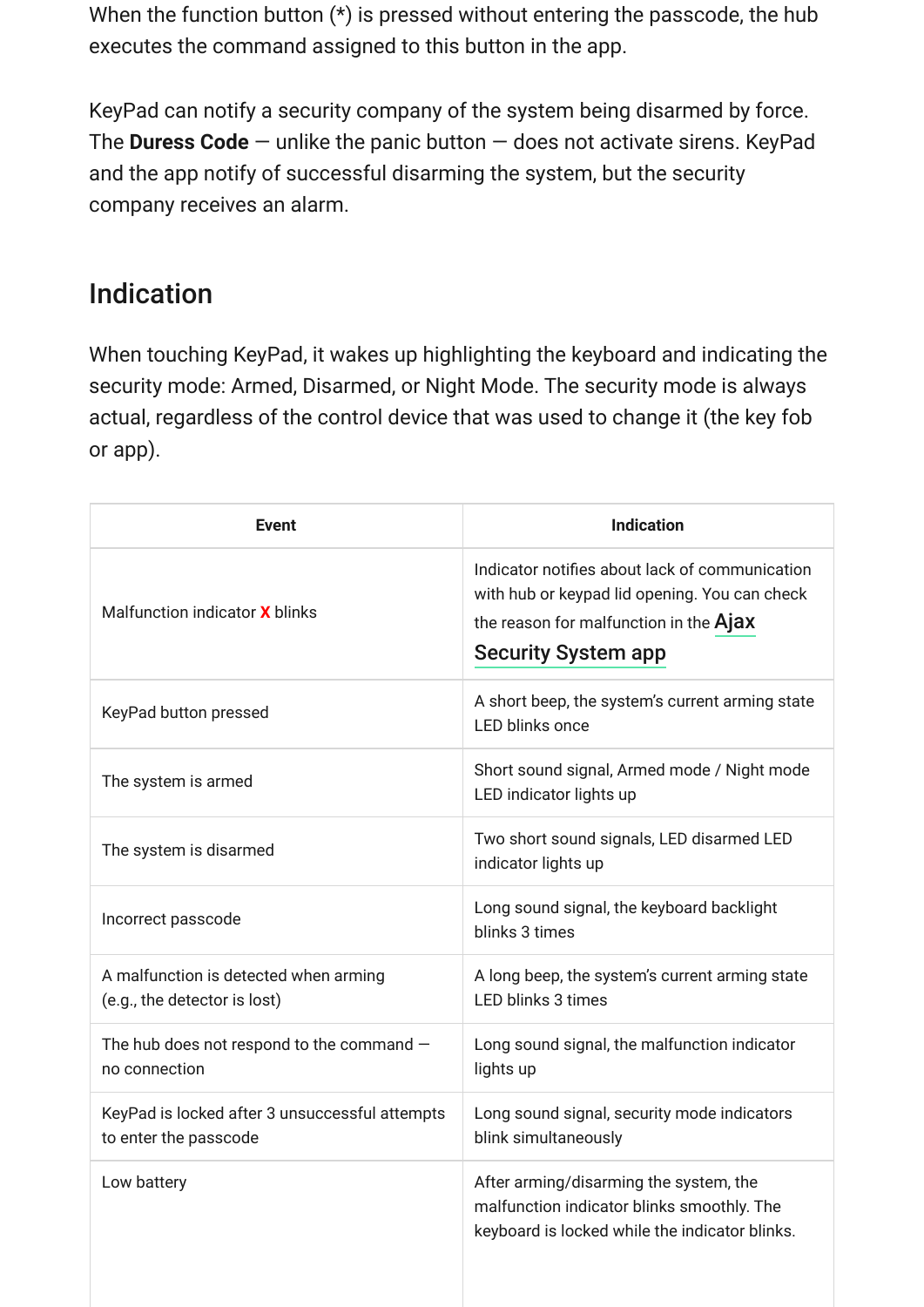When the function button (*) is pressed without entering the passcode, the hub executes the command assigned to this button in the app.

KeyPad can notify a security company of the system being disarmed by force. The **Duress Code** — unlike the panic button — does not activate sirens. KeyPad and the app notify of successful disarming the system, but the security company receives an alarm.

## Indication

When touching KeyPad, it wakes up highlighting the keyboard and indicating the security mode: Armed, Disarmed, or Night Mode. The security mode is always actual, regardless of the control device that was used to change it (the key fob or app).

| Event | Indication |
|---|---|
| Malfunction indicator X blinks | Indicator notifies about lack of communication with hub or keypad lid opening. You can check the reason for malfunction in the Ajax Security System app |
| KeyPad button pressed | A short beep, the system's current arming state LED blinks once |
| The system is armed | Short sound signal, Armed mode / Night mode LED indicator lights up |
| The system is disarmed | Two short sound signals, LED disarmed LED indicator lights up |
| Incorrect passcode | Long sound signal, the keyboard backlight blinks 3 times |
| A malfunction is detected when arming (e.g., the detector is lost) | A long beep, the system's current arming state LED blinks 3 times |
| The hub does not respond to the command — no connection | Long sound signal, the malfunction indicator lights up |
| KeyPad is locked after 3 unsuccessful attempts to enter the passcode | Long sound signal, security mode indicators blink simultaneously |
| Low battery | After arming/disarming the system, the malfunction indicator blinks smoothly. The keyboard is locked while the indicator blinks. |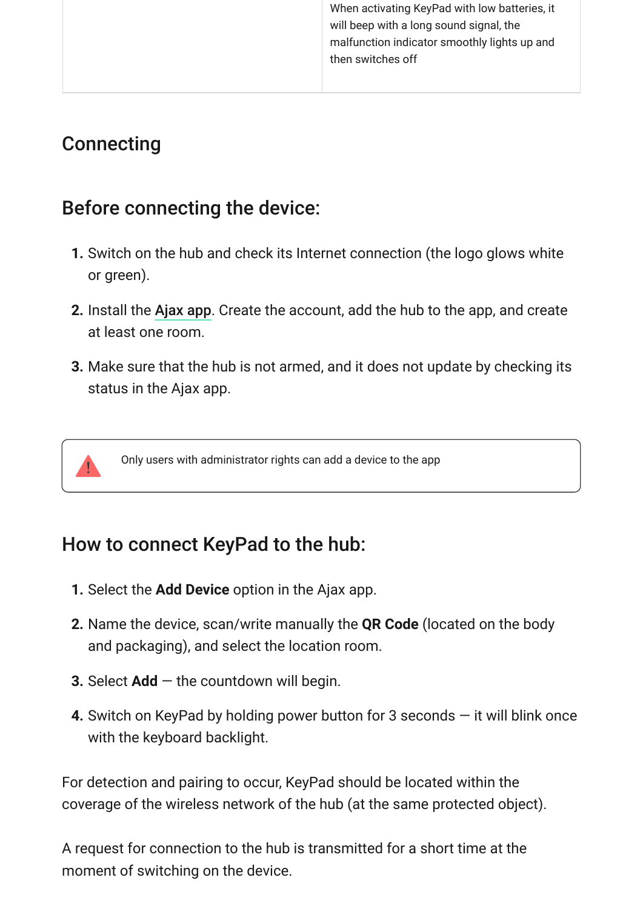| | When activating KeyPad with low batteries, it will beep with a long sound signal, the malfunction indicator smoothly lights up and then switches off |
|---|---|

## Connecting

### Before connecting the device:

1. Switch on the hub and check its Internet connection (the logo glows white or green).
2. Install the Ajax app. Create the account, add the hub to the app, and create at least one room.
3. Make sure that the hub is not armed, and it does not update by checking its status in the Ajax app.

> Only users with administrator rights can add a device to the app

### How to connect KeyPad to the hub:

1. Select the **Add Device** option in the Ajax app.
2. Name the device, scan/write manually the **QR Code** (located on the body and packaging), and select the location room.
3. Select **Add** — the countdown will begin.
4. Switch on KeyPad by holding power button for 3 seconds — it will blink once with the keyboard backlight.

For detection and pairing to occur, KeyPad should be located within the coverage of the wireless network of the hub (at the same protected object).

A request for connection to the hub is transmitted for a short time at the moment of switching on the device.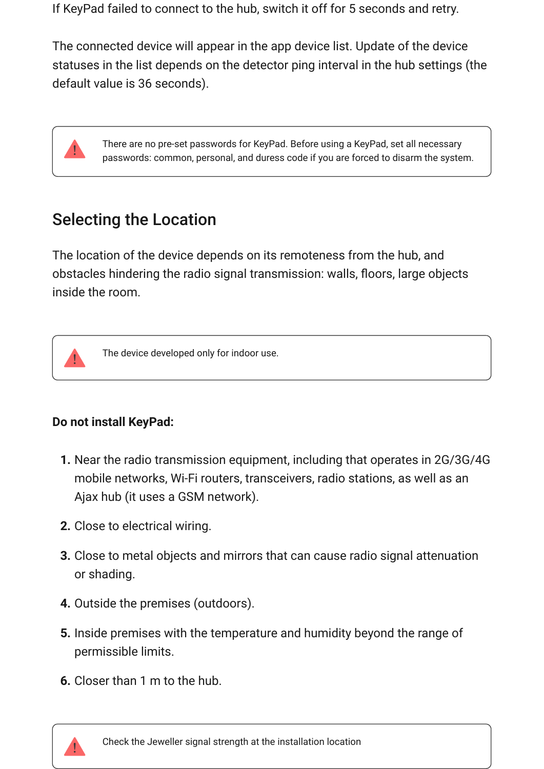If KeyPad failed to connect to the hub, switch it off for 5 seconds and retry.

The connected device will appear in the app device list. Update of the device statuses in the list depends on the detector ping interval in the hub settings (the default value is 36 seconds).

> There are no pre-set passwords for KeyPad. Before using a KeyPad, set all necessary passwords: common, personal, and duress code if you are forced to disarm the system.

## Selecting the Location

The location of the device depends on its remoteness from the hub, and obstacles hindering the radio signal transmission: walls, floors, large objects inside the room.

> The device developed only for indoor use.

**Do not install KeyPad:**

1. Near the radio transmission equipment, including that operates in 2G/3G/4G mobile networks, Wi-Fi routers, transceivers, radio stations, as well as an Ajax hub (it uses a GSM network).
2. Close to electrical wiring.
3. Close to metal objects and mirrors that can cause radio signal attenuation or shading.
4. Outside the premises (outdoors).
5. Inside premises with the temperature and humidity beyond the range of permissible limits.
6. Closer than 1 m to the hub.

> Check the Jeweller signal strength at the installation location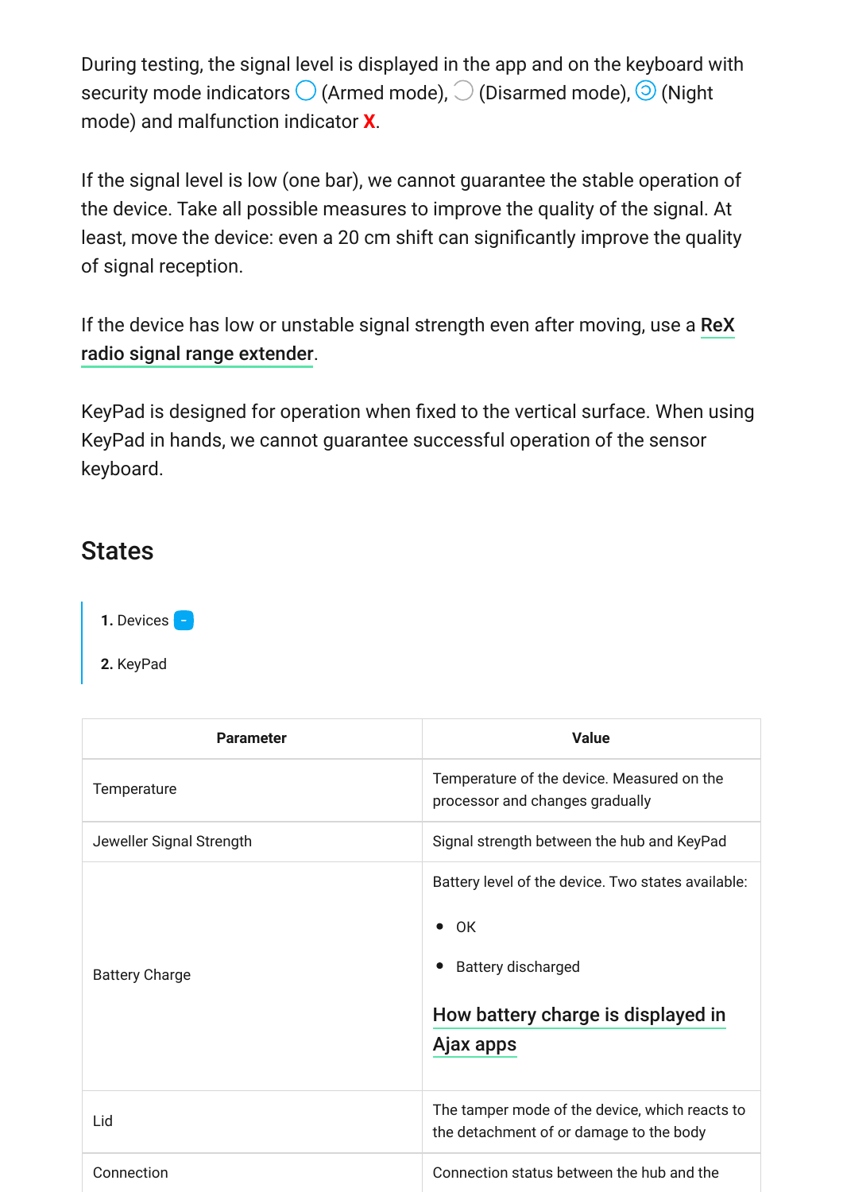During testing, the signal level is displayed in the app and on the keyboard with security mode indicators (Armed mode), (Disarmed mode), (Night mode) and malfunction indicator **X**.

If the signal level is low (one bar), we cannot guarantee the stable operation of the device. Take all possible measures to improve the quality of the signal. At least, move the device: even a 20 cm shift can significantly improve the quality of signal reception.

If the device has low or unstable signal strength even after moving, use a **ReX radio signal range extender**.

KeyPad is designed for operation when fixed to the vertical surface. When using KeyPad in hands, we cannot guarantee successful operation of the sensor keyboard.

## States

1. Devices
2. KeyPad

| Parameter | Value |
| --- | --- |
| Temperature | Temperature of the device. Measured on the processor and changes gradually |
| Jeweller Signal Strength | Signal strength between the hub and KeyPad |
| Battery Charge | Battery level of the device. Two states available: <br>• OK <br>• Battery discharged <br>**How battery charge is displayed in Ajax apps** |
| Lid | The tamper mode of the device, which reacts to the detachment of or damage to the body |
| Connection | Connection status between the hub and the |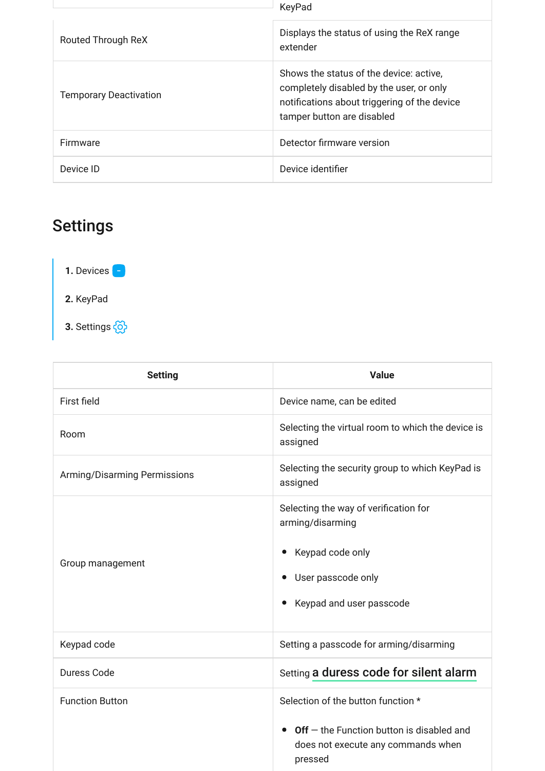| | KeyPad |
|---|---|
| Routed Through ReX | Displays the status of using the ReX range extender |
| Temporary Deactivation | Shows the status of the device: active, completely disabled by the user, or only notifications about triggering of the device tamper button are disabled |
| Firmware | Detector firmware version |
| Device ID | Device identifier |

## Settings

1. Devices
2. KeyPad
3. Settings

| Setting | Value |
|---|---|
| First field | Device name, can be edited |
| Room | Selecting the virtual room to which the device is assigned |
| Arming/Disarming Permissions | Selecting the security group to which KeyPad is assigned |
| Group management | Selecting the way of verification for arming/disarming<br><br>• Keypad code only<br>• User passcode only<br>• Keypad and user passcode |
| Keypad code | Setting a passcode for arming/disarming |
| Duress Code | Setting **a duress code for silent alarm** |
| Function Button | Selection of the button function *<br><br>• **Off** — the Function button is disabled and does not execute any commands when pressed |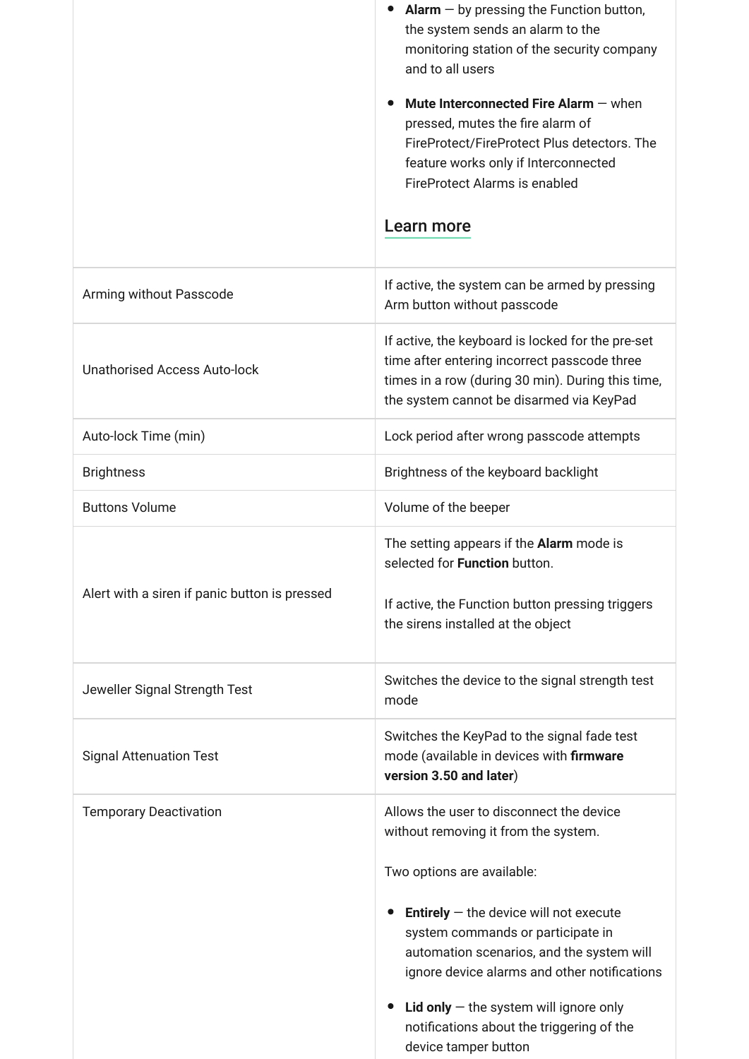| | |
|---|---|
| | • **Alarm** — by pressing the Function button, the system sends an alarm to the monitoring station of the security company and to all users<br><br>• **Mute Interconnected Fire Alarm** — when pressed, mutes the fire alarm of FireProtect/FireProtect Plus detectors. The feature works only if Interconnected FireProtect Alarms is enabled<br><br>Learn more |
| Arming without Passcode | If active, the system can be armed by pressing Arm button without passcode |
| Unathorised Access Auto-lock | If active, the keyboard is locked for the pre-set time after entering incorrect passcode three times in a row (during 30 min). During this time, the system cannot be disarmed via KeyPad |
| Auto-lock Time (min) | Lock period after wrong passcode attempts |
| Brightness | Brightness of the keyboard backlight |
| Buttons Volume | Volume of the beeper |
| Alert with a siren if panic button is pressed | The setting appears if the **Alarm** mode is selected for **Function** button.<br><br>If active, the Function button pressing triggers the sirens installed at the object |
| Jeweller Signal Strength Test | Switches the device to the signal strength test mode |
| Signal Attenuation Test | Switches the KeyPad to the signal fade test mode (available in devices with **firmware version 3.50 and later**) |
| Temporary Deactivation | Allows the user to disconnect the device without removing it from the system.<br><br>Two options are available:<br><br>• **Entirely** — the device will not execute system commands or participate in automation scenarios, and the system will ignore device alarms and other notifications<br><br>• **Lid only** — the system will ignore only notifications about the triggering of the device tamper button |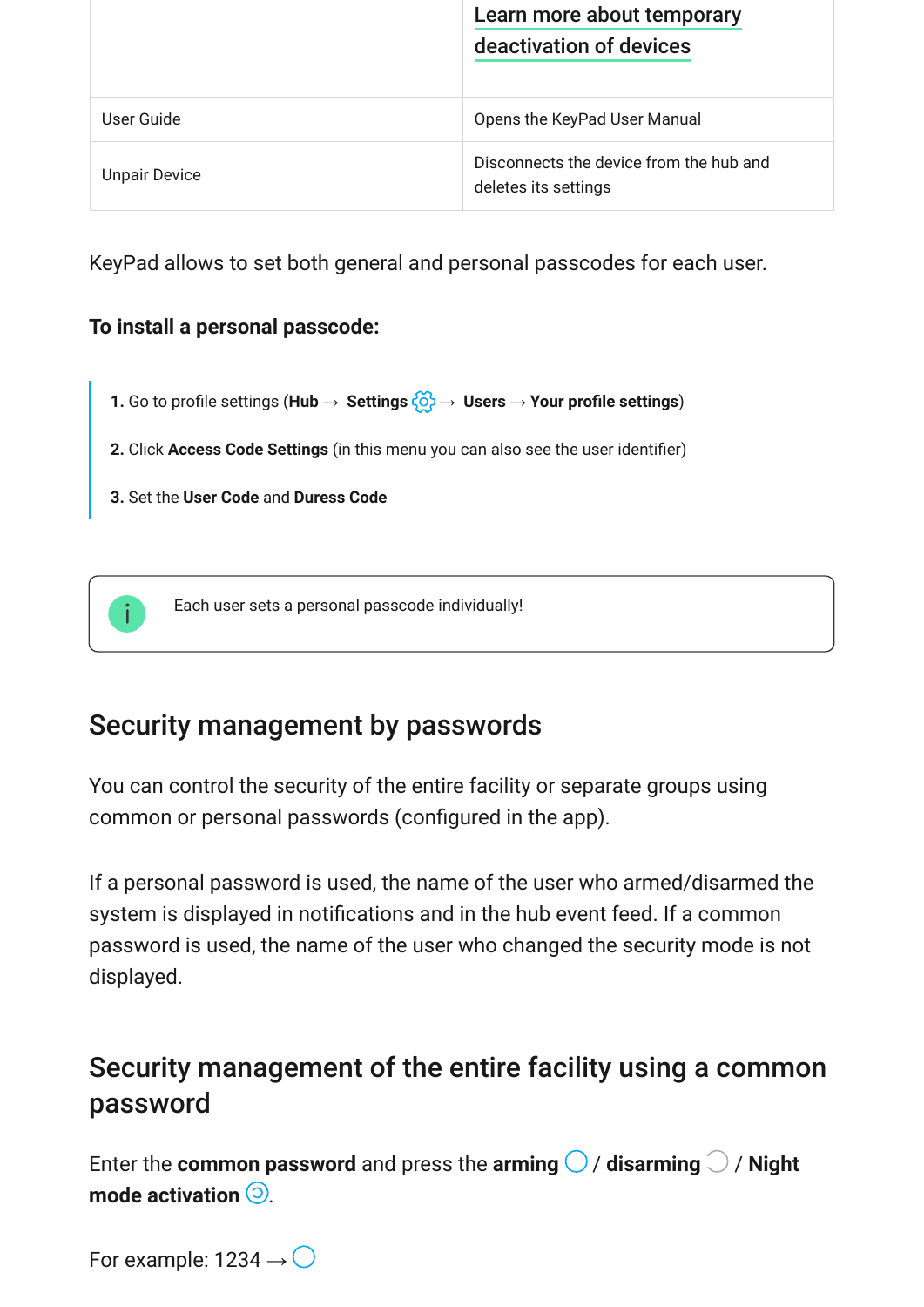| | |
|---|---|
| | Learn more about temporary deactivation of devices |
| User Guide | Opens the KeyPad User Manual |
| Unpair Device | Disconnects the device from the hub and deletes its settings |

KeyPad allows to set both general and personal passcodes for each user.

**To install a personal passcode:**

1. Go to profile settings (**Hub** → **Settings** → **Users** → **Your profile settings**)
2. Click **Access Code Settings** (in this menu you can also see the user identifier)
3. Set the **User Code** and **Duress Code**

Each user sets a personal passcode individually!

## Security management by passwords

You can control the security of the entire facility or separate groups using common or personal passwords (configured in the app).

If a personal password is used, the name of the user who armed/disarmed the system is displayed in notifications and in the hub event feed. If a common password is used, the name of the user who changed the security mode is not displayed.

## Security management of the entire facility using a common password

Enter the **common password** and press the **arming** / **disarming** / **Night mode activation**.

For example: 1234 →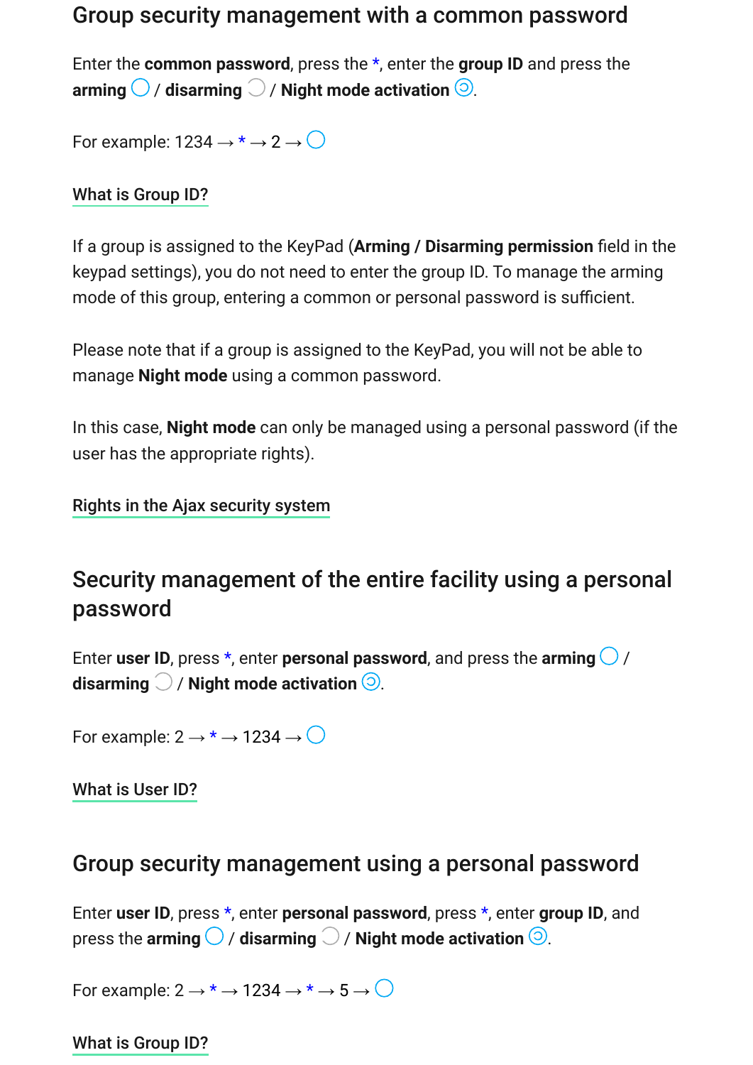## Group security management with a common password

Enter the **common password**, press the *, enter the **group ID** and press the **arming** ◯ / **disarming** ◯ / **Night mode activation** ◯.

For example: 1234 → * → 2 → ◯

What is Group ID?

If a group is assigned to the KeyPad (**Arming / Disarming permission** field in the keypad settings), you do not need to enter the group ID. To manage the arming mode of this group, entering a common or personal password is sufficient.

Please note that if a group is assigned to the KeyPad, you will not be able to manage **Night mode** using a common password.

In this case, **Night mode** can only be managed using a personal password (if the user has the appropriate rights).

Rights in the Ajax security system

## Security management of the entire facility using a personal password

Enter **user ID**, press *, enter **personal password**, and press the **arming** ◯ / **disarming** ◯ / **Night mode activation** ◯.

For example: 2 → * → 1234 → ◯

What is User ID?

## Group security management using a personal password

Enter **user ID**, press *, enter **personal password**, press *, enter **group ID**, and press the **arming** ◯ / **disarming** ◯ / **Night mode activation** ◯.

For example: 2 → * → 1234 → * → 5 → ◯

What is Group ID?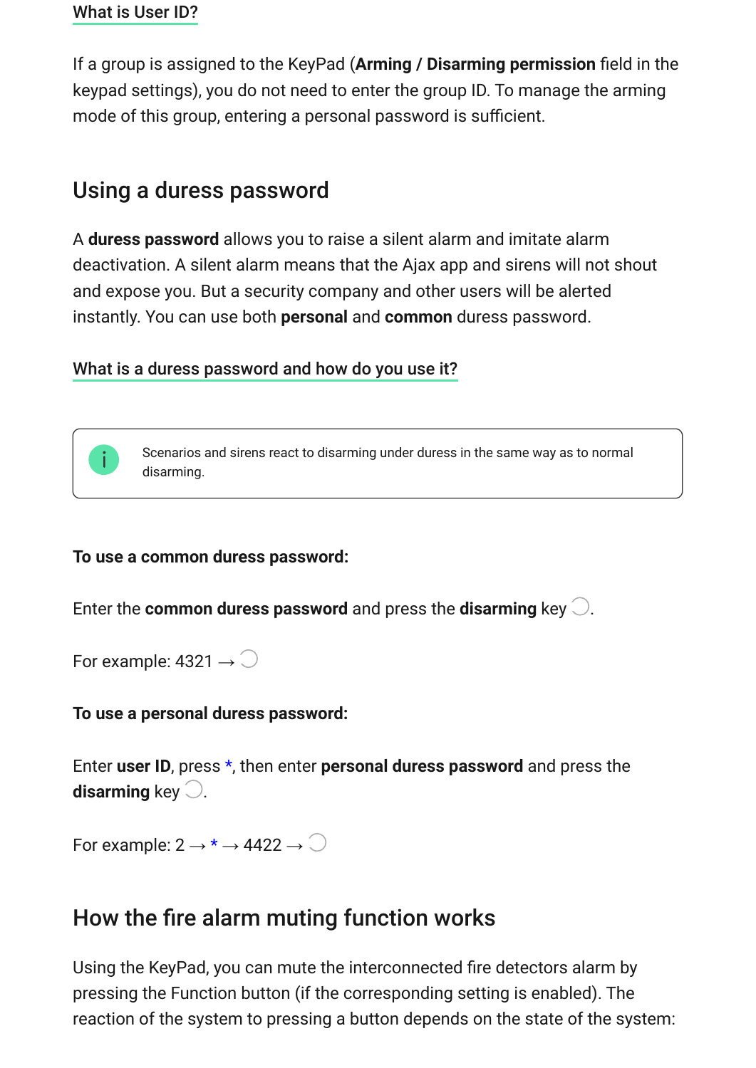[What is User ID?](#)

If a group is assigned to the KeyPad (**Arming / Disarming permission** field in the keypad settings), you do not need to enter the group ID. To manage the arming mode of this group, entering a personal password is sufficient.

## Using a duress password

A **duress password** allows you to raise a silent alarm and imitate alarm deactivation. A silent alarm means that the Ajax app and sirens will not shout and expose you. But a security company and other users will be alerted instantly. You can use both **personal** and **common** duress password.

[What is a duress password and how do you use it?](#)

> Scenarios and sirens react to disarming under duress in the same way as to normal disarming.

**To use a common duress password:**

Enter the **common duress password** and press the **disarming** key ○.

For example: 4321 → ○

**To use a personal duress password:**

Enter **user ID**, press *, then enter **personal duress password** and press the **disarming** key ○.

For example: 2 → * → 4422 → ○

## How the fire alarm muting function works

Using the KeyPad, you can mute the interconnected fire detectors alarm by pressing the Function button (if the corresponding setting is enabled). The reaction of the system to pressing a button depends on the state of the system: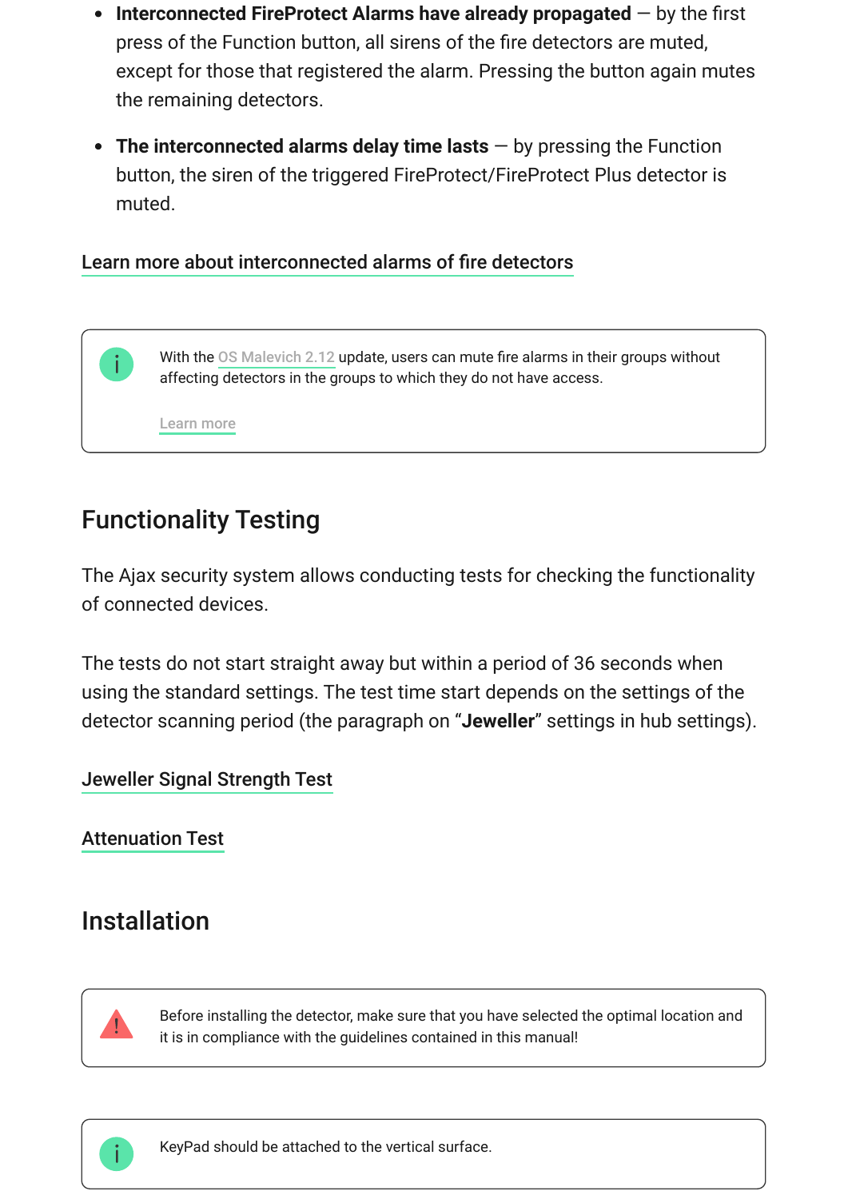- **Interconnected FireProtect Alarms have already propagated** — by the first press of the Function button, all sirens of the fire detectors are muted, except for those that registered the alarm. Pressing the button again mutes the remaining detectors.
- **The interconnected alarms delay time lasts** — by pressing the Function button, the siren of the triggered FireProtect/FireProtect Plus detector is muted.

Learn more about interconnected alarms of fire detectors

> With the OS Malevich 2.12 update, users can mute fire alarms in their groups without affecting detectors in the groups to which they do not have access.
>
> Learn more

## Functionality Testing

The Ajax security system allows conducting tests for checking the functionality of connected devices.

The tests do not start straight away but within a period of 36 seconds when using the standard settings. The test time start depends on the settings of the detector scanning period (the paragraph on "**Jeweller**" settings in hub settings).

Jeweller Signal Strength Test

Attenuation Test

## Installation

> Before installing the detector, make sure that you have selected the optimal location and it is in compliance with the guidelines contained in this manual!

> KeyPad should be attached to the vertical surface.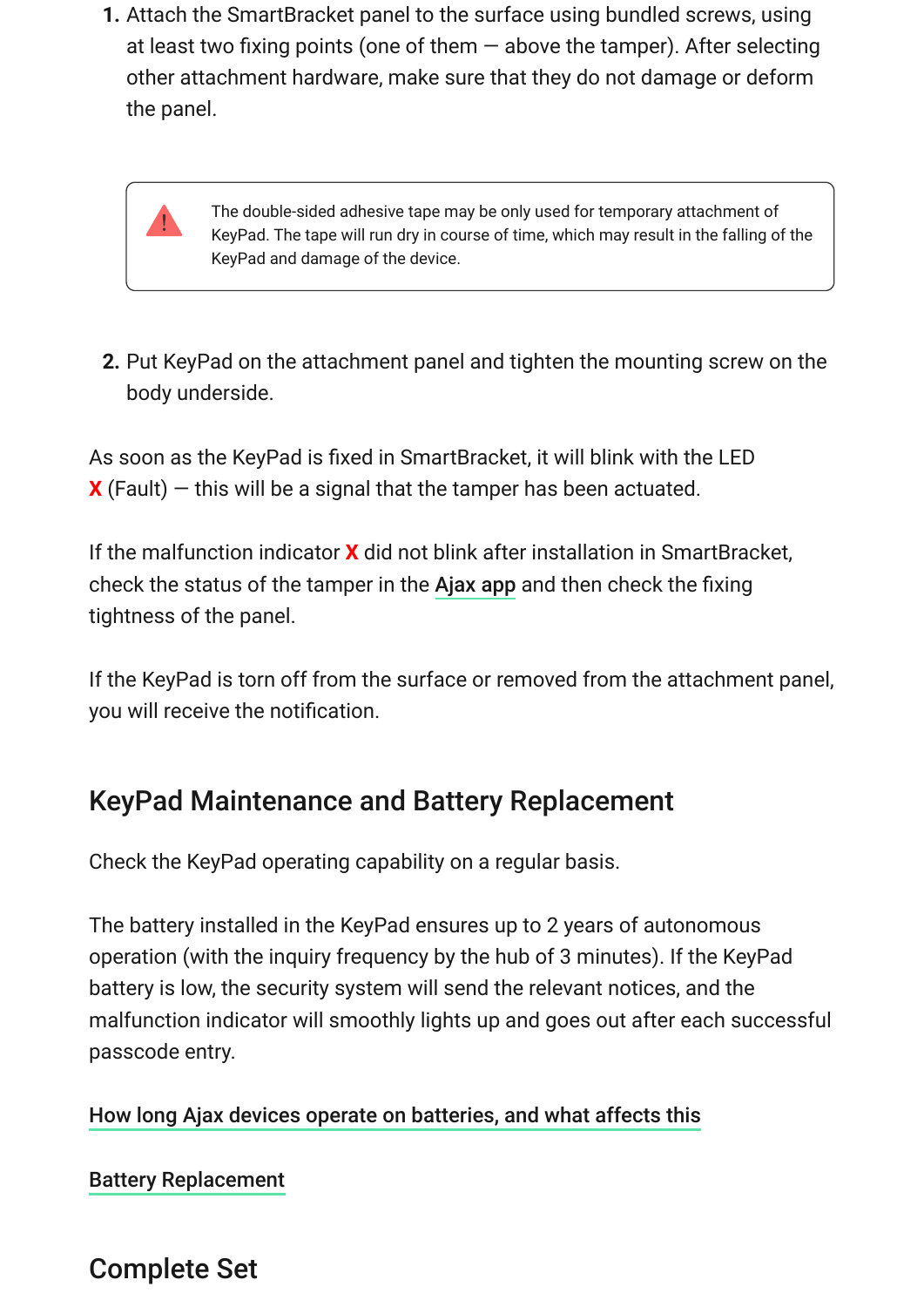1. Attach the SmartBracket panel to the surface using bundled screws, using at least two fixing points (one of them — above the tamper). After selecting other attachment hardware, make sure that they do not damage or deform the panel.

> ⚠ The double-sided adhesive tape may be only used for temporary attachment of KeyPad. The tape will run dry in course of time, which may result in the falling of the KeyPad and damage of the device.

2. Put KeyPad on the attachment panel and tighten the mounting screw on the body underside.

As soon as the KeyPad is fixed in SmartBracket, it will blink with the LED **X** (Fault) — this will be a signal that the tamper has been actuated.

If the malfunction indicator **X** did not blink after installation in SmartBracket, check the status of the tamper in the Ajax app and then check the fixing tightness of the panel.

If the KeyPad is torn off from the surface or removed from the attachment panel, you will receive the notification.

## KeyPad Maintenance and Battery Replacement

Check the KeyPad operating capability on a regular basis.

The battery installed in the KeyPad ensures up to 2 years of autonomous operation (with the inquiry frequency by the hub of 3 minutes). If the KeyPad battery is low, the security system will send the relevant notices, and the malfunction indicator will smoothly lights up and goes out after each successful passcode entry.

How long Ajax devices operate on batteries, and what affects this

Battery Replacement

## Complete Set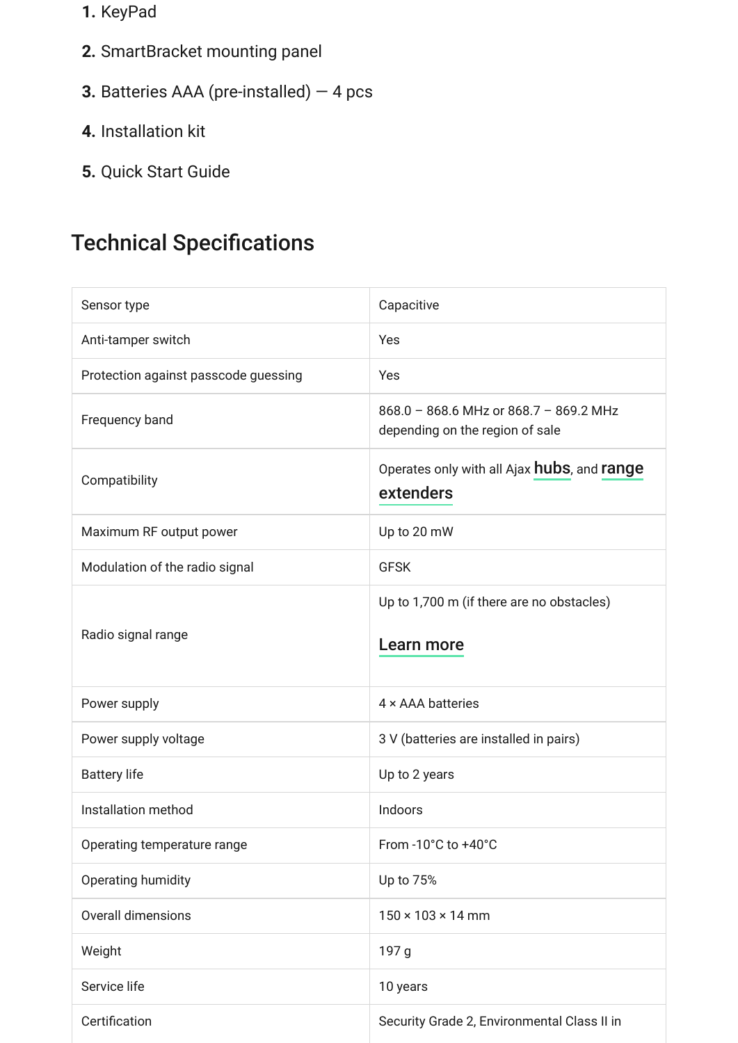1. KeyPad
2. SmartBracket mounting panel
3. Batteries AAA (pre-installed) — 4 pcs
4. Installation kit
5. Quick Start Guide

## Technical Specifications

| | |
|---|---|
| Sensor type | Capacitive |
| Anti-tamper switch | Yes |
| Protection against passcode guessing | Yes |
| Frequency band | 868.0 – 868.6 MHz or 868.7 – 869.2 MHz depending on the region of sale |
| Compatibility | Operates only with all Ajax **hubs**, and **range extenders** |
| Maximum RF output power | Up to 20 mW |
| Modulation of the radio signal | GFSK |
| Radio signal range | Up to 1,700 m (if there are no obstacles)<br><br>**Learn more** |
| Power supply | 4 × AAA batteries |
| Power supply voltage | 3 V (batteries are installed in pairs) |
| Battery life | Up to 2 years |
| Installation method | Indoors |
| Operating temperature range | From -10°C to +40°C |
| Operating humidity | Up to 75% |
| Overall dimensions | 150 × 103 × 14 mm |
| Weight | 197 g |
| Service life | 10 years |
| Certification | Security Grade 2, Environmental Class II in |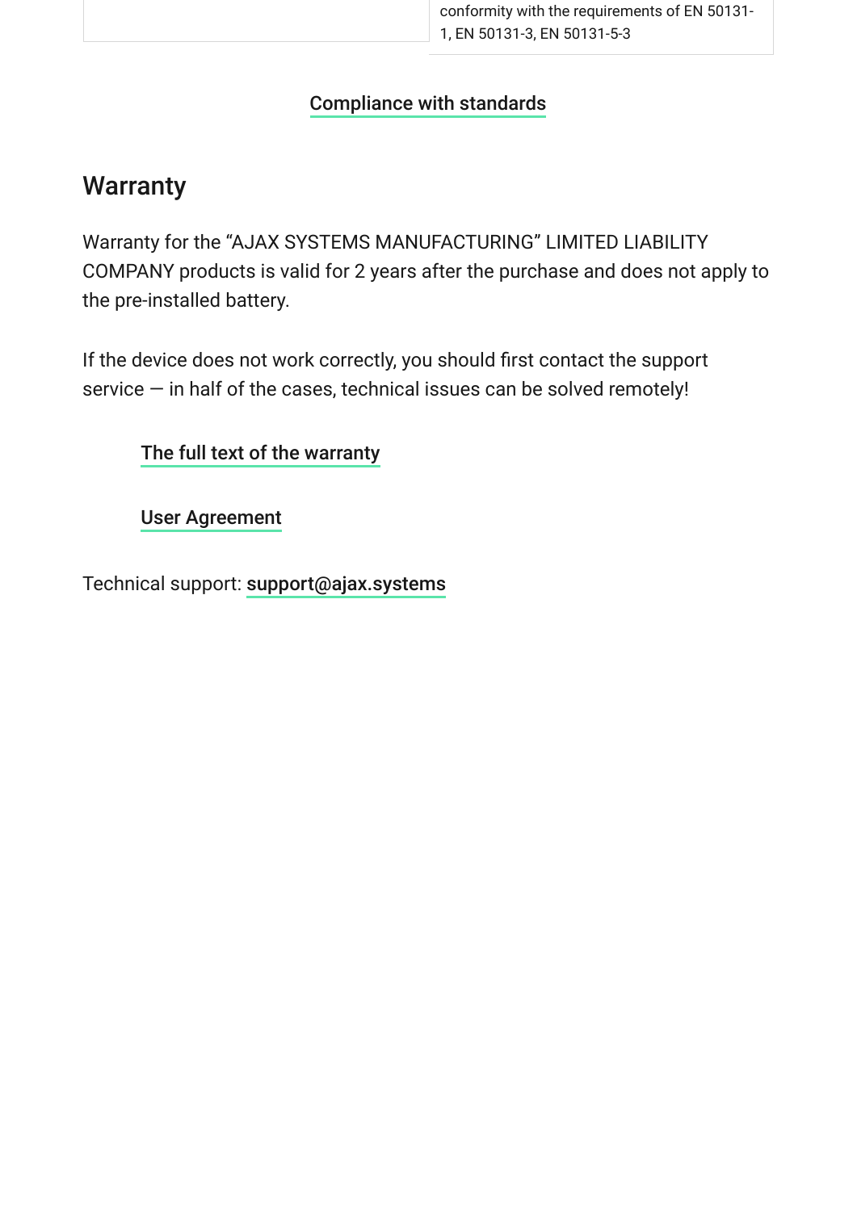| | |
|---|---|
| | conformity with the requirements of EN 50131-1, EN 50131-3, EN 50131-5-3 |

Compliance with standards

## Warranty

Warranty for the “AJAX SYSTEMS MANUFACTURING” LIMITED LIABILITY COMPANY products is valid for 2 years after the purchase and does not apply to the pre-installed battery.

If the device does not work correctly, you should first contact the support service — in half of the cases, technical issues can be solved remotely!

The full text of the warranty

User Agreement

Technical support: support@ajax.systems